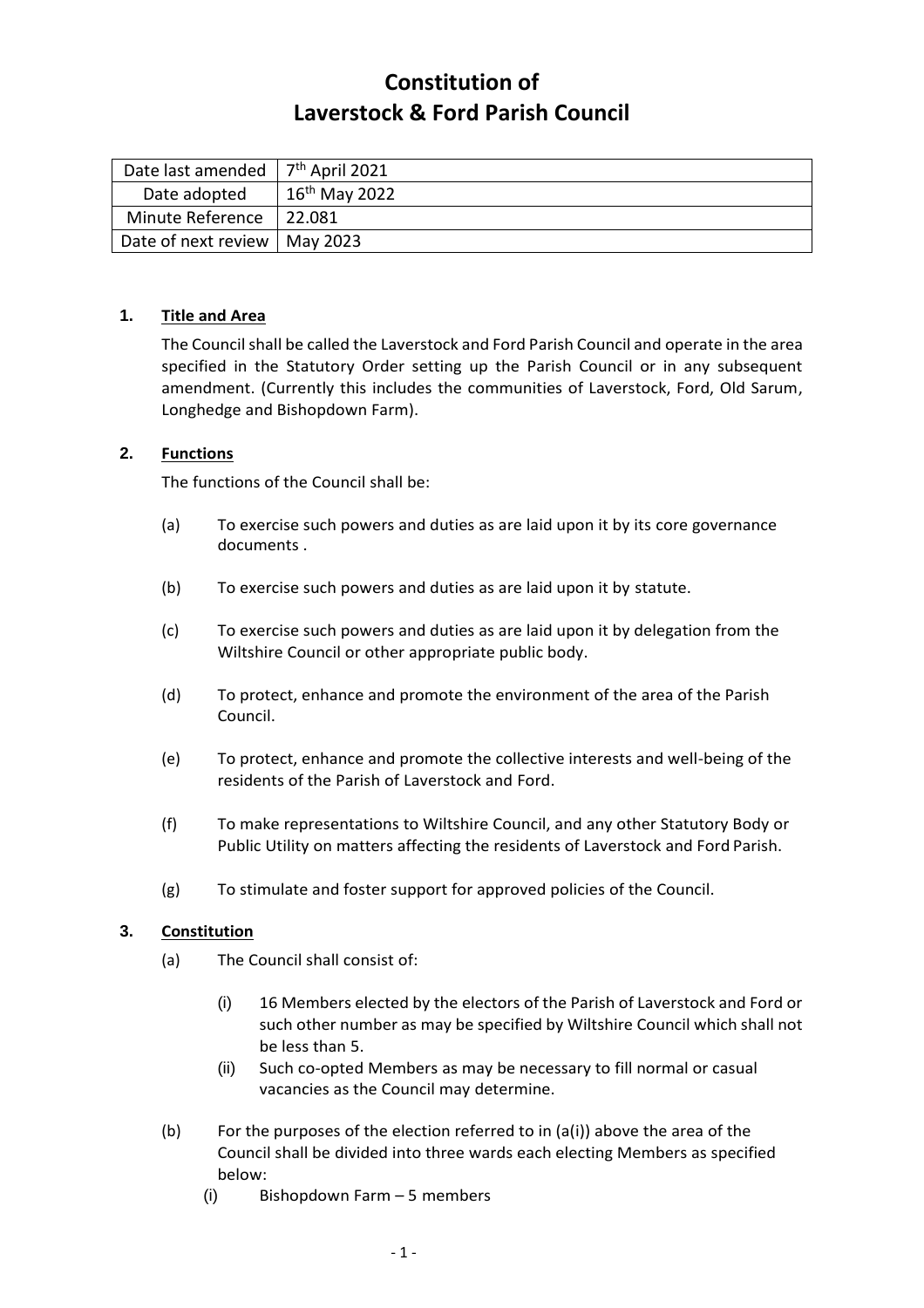# Constitution of
# Laverstock & Ford Parish Council

| Date last amended | 7th April 2021 |
|---|---|
| Date adopted | 16th May 2022 |
| Minute Reference | 22.081 |
| Date of next review | May 2023 |

**1. Title and Area**

The Council shall be called the Laverstock and Ford Parish Council and operate in the area specified in the Statutory Order setting up the Parish Council or in any subsequent amendment. (Currently this includes the communities of Laverstock, Ford, Old Sarum, Longhedge and Bishopdown Farm).

**2. Functions**

The functions of the Council shall be:

(a) To exercise such powers and duties as are laid upon it by its core governance documents .

(b) To exercise such powers and duties as are laid upon it by statute.

(c) To exercise such powers and duties as are laid upon it by delegation from the Wiltshire Council or other appropriate public body.

(d) To protect, enhance and promote the environment of the area of the Parish Council.

(e) To protect, enhance and promote the collective interests and well-being of the residents of the Parish of Laverstock and Ford.

(f) To make representations to Wiltshire Council, and any other Statutory Body or Public Utility on matters affecting the residents of Laverstock and Ford Parish.

(g) To stimulate and foster support for approved policies of the Council.

**3. Constitution**

(a) The Council shall consist of:

(i) 16 Members elected by the electors of the Parish of Laverstock and Ford or such other number as may be specified by Wiltshire Council which shall not be less than 5.

(ii) Such co-opted Members as may be necessary to fill normal or casual vacancies as the Council may determine.

(b) For the purposes of the election referred to in (a(i)) above the area of the Council shall be divided into three wards each electing Members as specified below:

(i) Bishopdown Farm – 5 members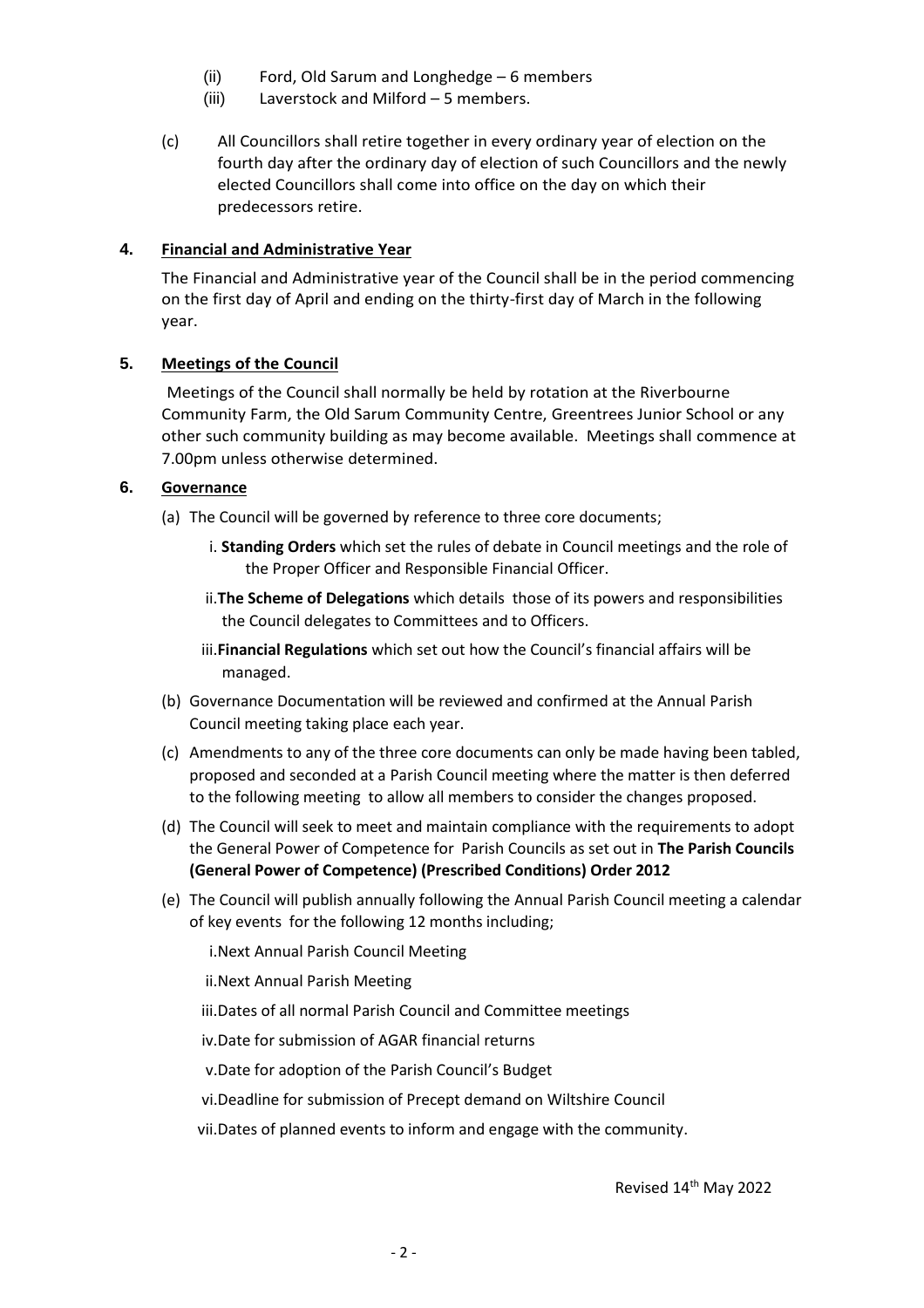(ii) Ford, Old Sarum and Longhedge – 6 members

(iii) Laverstock and Milford – 5 members.

(c) All Councillors shall retire together in every ordinary year of election on the fourth day after the ordinary day of election of such Councillors and the newly elected Councillors shall come into office on the day on which their predecessors retire.

## 4. Financial and Administrative Year

The Financial and Administrative year of the Council shall be in the period commencing on the first day of April and ending on the thirty-first day of March in the following year.

## 5. Meetings of the Council

Meetings of the Council shall normally be held by rotation at the Riverbourne Community Farm, the Old Sarum Community Centre, Greentrees Junior School or any other such community building as may become available. Meetings shall commence at 7.00pm unless otherwise determined.

## 6. Governance

(a) The Council will be governed by reference to three core documents;

i. **Standing Orders** which set the rules of debate in Council meetings and the role of the Proper Officer and Responsible Financial Officer.

ii. **The Scheme of Delegations** which details those of its powers and responsibilities the Council delegates to Committees and to Officers.

iii. **Financial Regulations** which set out how the Council's financial affairs will be managed.

(b) Governance Documentation will be reviewed and confirmed at the Annual Parish Council meeting taking place each year.

(c) Amendments to any of the three core documents can only be made having been tabled, proposed and seconded at a Parish Council meeting where the matter is then deferred to the following meeting to allow all members to consider the changes proposed.

(d) The Council will seek to meet and maintain compliance with the requirements to adopt the General Power of Competence for Parish Councils as set out in **The Parish Councils (General Power of Competence) (Prescribed Conditions) Order 2012**

(e) The Council will publish annually following the Annual Parish Council meeting a calendar of key events for the following 12 months including;

i. Next Annual Parish Council Meeting

ii. Next Annual Parish Meeting

iii. Dates of all normal Parish Council and Committee meetings

iv. Date for submission of AGAR financial returns

v. Date for adoption of the Parish Council's Budget

vi. Deadline for submission of Precept demand on Wiltshire Council

vii. Dates of planned events to inform and engage with the community.

Revised 14th May 2022